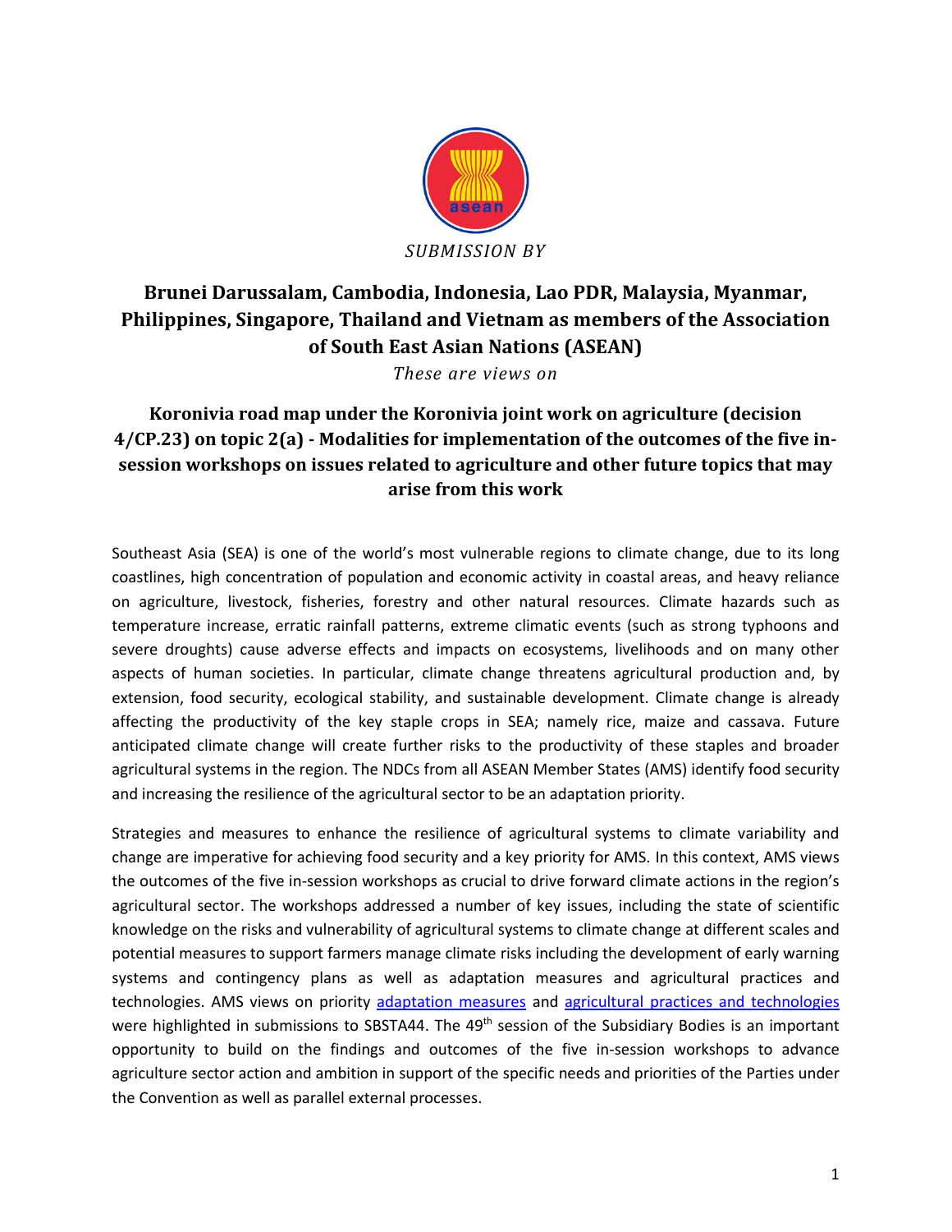*SUBMISSION BY*

# Brunei Darussalam, Cambodia, Indonesia, Lao PDR, Malaysia, Myanmar, Philippines, Singapore, Thailand and Vietnam as members of the Association of South East Asian Nations (ASEAN)

*These are views on*

## Koronivia road map under the Koronivia joint work on agriculture (decision 4/CP.23) on topic 2(a) - Modalities for implementation of the outcomes of the five in-session workshops on issues related to agriculture and other future topics that may arise from this work

Southeast Asia (SEA) is one of the world's most vulnerable regions to climate change, due to its long coastlines, high concentration of population and economic activity in coastal areas, and heavy reliance on agriculture, livestock, fisheries, forestry and other natural resources. Climate hazards such as temperature increase, erratic rainfall patterns, extreme climatic events (such as strong typhoons and severe droughts) cause adverse effects and impacts on ecosystems, livelihoods and on many other aspects of human societies. In particular, climate change threatens agricultural production and, by extension, food security, ecological stability, and sustainable development. Climate change is already affecting the productivity of the key staple crops in SEA; namely rice, maize and cassava. Future anticipated climate change will create further risks to the productivity of these staples and broader agricultural systems in the region. The NDCs from all ASEAN Member States (AMS) identify food security and increasing the resilience of the agricultural sector to be an adaptation priority.

Strategies and measures to enhance the resilience of agricultural systems to climate variability and change are imperative for achieving food security and a key priority for AMS. In this context, AMS views the outcomes of the five in-session workshops as crucial to drive forward climate actions in the region's agricultural sector. The workshops addressed a number of key issues, including the state of scientific knowledge on the risks and vulnerability of agricultural systems to climate change at different scales and potential measures to support farmers manage climate risks including the development of early warning systems and contingency plans as well as adaptation measures and agricultural practices and technologies. AMS views on priority adaptation measures and agricultural practices and technologies were highlighted in submissions to SBSTA44. The 49th session of the Subsidiary Bodies is an important opportunity to build on the findings and outcomes of the five in-session workshops to advance agriculture sector action and ambition in support of the specific needs and priorities of the Parties under the Convention as well as parallel external processes.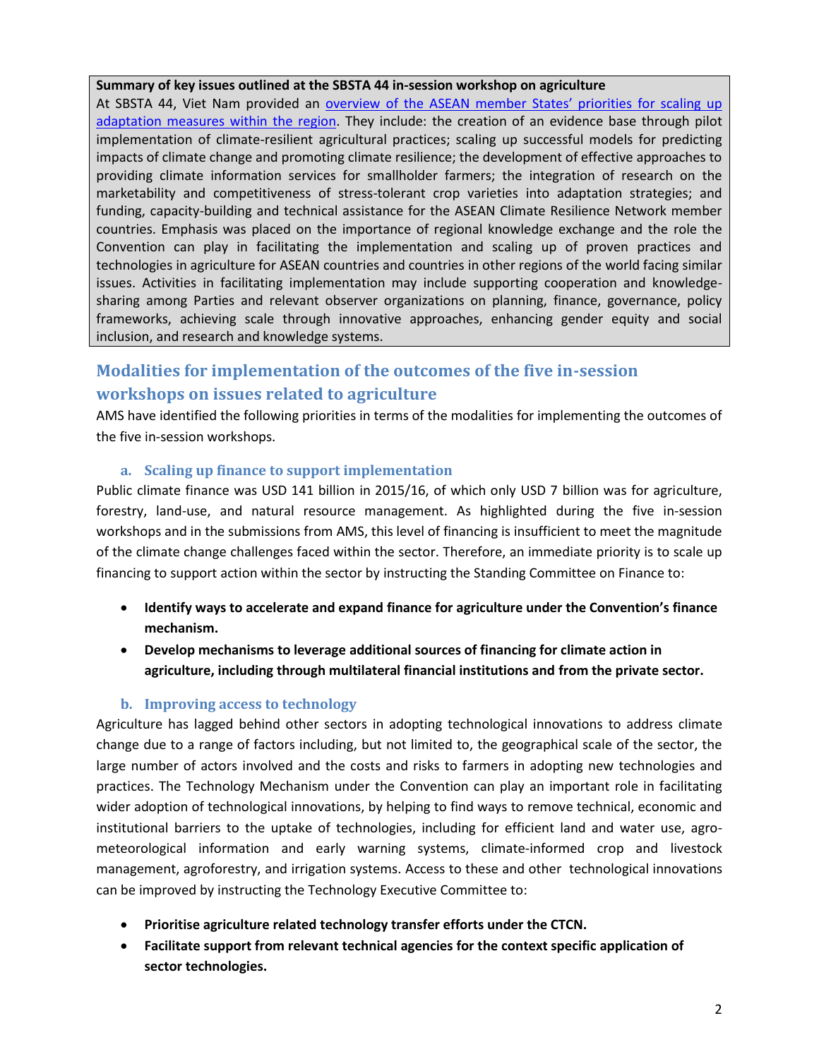**Summary of key issues outlined at the SBSTA 44 in-session workshop on agriculture**

At SBSTA 44, Viet Nam provided an overview of the ASEAN member States' priorities for scaling up adaptation measures within the region. They include: the creation of an evidence base through pilot implementation of climate-resilient agricultural practices; scaling up successful models for predicting impacts of climate change and promoting climate resilience; the development of effective approaches to providing climate information services for smallholder farmers; the integration of research on the marketability and competitiveness of stress-tolerant crop varieties into adaptation strategies; and funding, capacity-building and technical assistance for the ASEAN Climate Resilience Network member countries. Emphasis was placed on the importance of regional knowledge exchange and the role the Convention can play in facilitating the implementation and scaling up of proven practices and technologies in agriculture for ASEAN countries and countries in other regions of the world facing similar issues. Activities in facilitating implementation may include supporting cooperation and knowledge-sharing among Parties and relevant observer organizations on planning, finance, governance, policy frameworks, achieving scale through innovative approaches, enhancing gender equity and social inclusion, and research and knowledge systems.

## Modalities for implementation of the outcomes of the five in-session workshops on issues related to agriculture

AMS have identified the following priorities in terms of the modalities for implementing the outcomes of the five in-session workshops.

### a. Scaling up finance to support implementation

Public climate finance was USD 141 billion in 2015/16, of which only USD 7 billion was for agriculture, forestry, land-use, and natural resource management. As highlighted during the five in-session workshops and in the submissions from AMS, this level of financing is insufficient to meet the magnitude of the climate change challenges faced within the sector. Therefore, an immediate priority is to scale up financing to support action within the sector by instructing the Standing Committee on Finance to:

- **Identify ways to accelerate and expand finance for agriculture under the Convention's finance mechanism.**
- **Develop mechanisms to leverage additional sources of financing for climate action in agriculture, including through multilateral financial institutions and from the private sector.**

### b. Improving access to technology

Agriculture has lagged behind other sectors in adopting technological innovations to address climate change due to a range of factors including, but not limited to, the geographical scale of the sector, the large number of actors involved and the costs and risks to farmers in adopting new technologies and practices. The Technology Mechanism under the Convention can play an important role in facilitating wider adoption of technological innovations, by helping to find ways to remove technical, economic and institutional barriers to the uptake of technologies, including for efficient land and water use, agro-meteorological information and early warning systems, climate-informed crop and livestock management, agroforestry, and irrigation systems. Access to these and other technological innovations can be improved by instructing the Technology Executive Committee to:

- **Prioritise agriculture related technology transfer efforts under the CTCN.**
- **Facilitate support from relevant technical agencies for the context specific application of sector technologies.**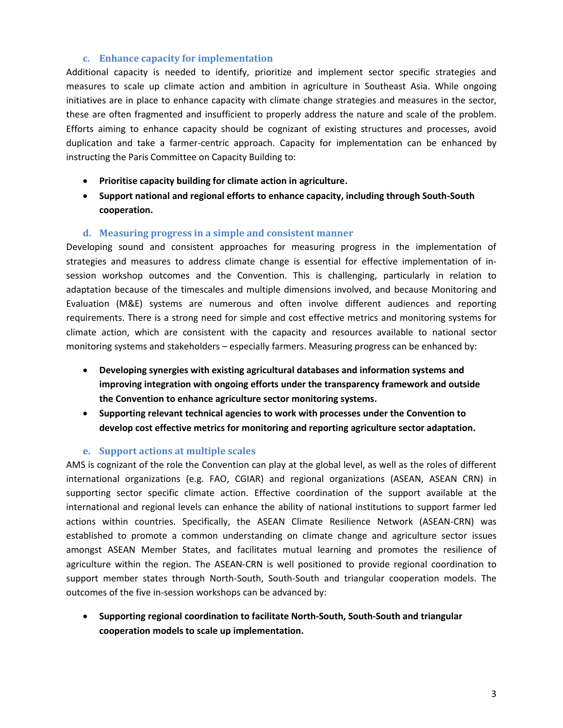### c. Enhance capacity for implementation

Additional capacity is needed to identify, prioritize and implement sector specific strategies and measures to scale up climate action and ambition in agriculture in Southeast Asia. While ongoing initiatives are in place to enhance capacity with climate change strategies and measures in the sector, these are often fragmented and insufficient to properly address the nature and scale of the problem. Efforts aiming to enhance capacity should be cognizant of existing structures and processes, avoid duplication and take a farmer-centric approach. Capacity for implementation can be enhanced by instructing the Paris Committee on Capacity Building to:

- **Prioritise capacity building for climate action in agriculture.**
- **Support national and regional efforts to enhance capacity, including through South-South cooperation.**

### d. Measuring progress in a simple and consistent manner

Developing sound and consistent approaches for measuring progress in the implementation of strategies and measures to address climate change is essential for effective implementation of in-session workshop outcomes and the Convention. This is challenging, particularly in relation to adaptation because of the timescales and multiple dimensions involved, and because Monitoring and Evaluation (M&E) systems are numerous and often involve different audiences and reporting requirements. There is a strong need for simple and cost effective metrics and monitoring systems for climate action, which are consistent with the capacity and resources available to national sector monitoring systems and stakeholders – especially farmers. Measuring progress can be enhanced by:

- **Developing synergies with existing agricultural databases and information systems and improving integration with ongoing efforts under the transparency framework and outside the Convention to enhance agriculture sector monitoring systems.**
- **Supporting relevant technical agencies to work with processes under the Convention to develop cost effective metrics for monitoring and reporting agriculture sector adaptation.**

### e. Support actions at multiple scales

AMS is cognizant of the role the Convention can play at the global level, as well as the roles of different international organizations (e.g. FAO, CGIAR) and regional organizations (ASEAN, ASEAN CRN) in supporting sector specific climate action. Effective coordination of the support available at the international and regional levels can enhance the ability of national institutions to support farmer led actions within countries. Specifically, the ASEAN Climate Resilience Network (ASEAN-CRN) was established to promote a common understanding on climate change and agriculture sector issues amongst ASEAN Member States, and facilitates mutual learning and promotes the resilience of agriculture within the region. The ASEAN-CRN is well positioned to provide regional coordination to support member states through North-South, South-South and triangular cooperation models. The outcomes of the five in-session workshops can be advanced by:

- **Supporting regional coordination to facilitate North-South, South-South and triangular cooperation models to scale up implementation.**